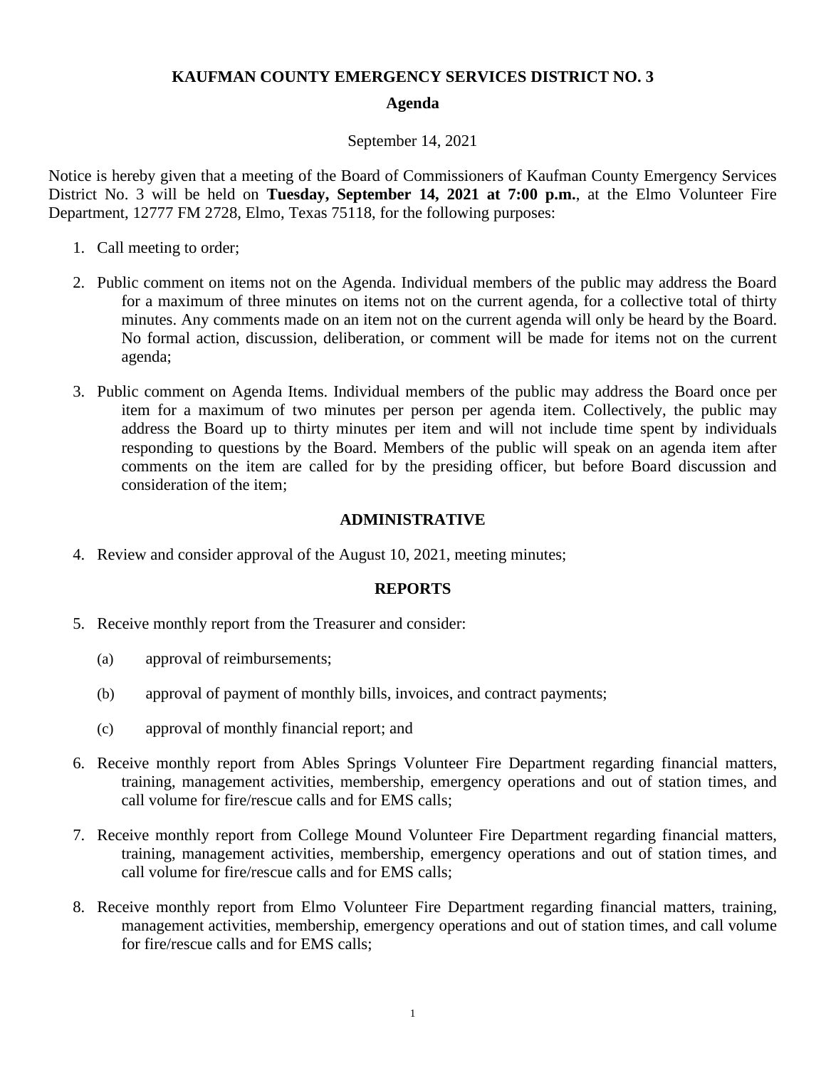# KAUFMAN COUNTY EMERGENCY SERVICES DISTRICT NO. 3

## Agenda

September 14, 2021

Notice is hereby given that a meeting of the Board of Commissioners of Kaufman County Emergency Services District No. 3 will be held on **Tuesday, September 14, 2021 at 7:00 p.m.**, at the Elmo Volunteer Fire Department, 12777 FM 2728, Elmo, Texas 75118, for the following purposes:

1. Call meeting to order;

2. Public comment on items not on the Agenda. Individual members of the public may address the Board for a maximum of three minutes on items not on the current agenda, for a collective total of thirty minutes. Any comments made on an item not on the current agenda will only be heard by the Board. No formal action, discussion, deliberation, or comment will be made for items not on the current agenda;

3. Public comment on Agenda Items. Individual members of the public may address the Board once per item for a maximum of two minutes per person per agenda item. Collectively, the public may address the Board up to thirty minutes per item and will not include time spent by individuals responding to questions by the Board. Members of the public will speak on an agenda item after comments on the item are called for by the presiding officer, but before Board discussion and consideration of the item;

### ADMINISTRATIVE

4. Review and consider approval of the August 10, 2021, meeting minutes;

### REPORTS

5. Receive monthly report from the Treasurer and consider:

   (a) approval of reimbursements;

   (b) approval of payment of monthly bills, invoices, and contract payments;

   (c) approval of monthly financial report; and

6. Receive monthly report from Ables Springs Volunteer Fire Department regarding financial matters, training, management activities, membership, emergency operations and out of station times, and call volume for fire/rescue calls and for EMS calls;

7. Receive monthly report from College Mound Volunteer Fire Department regarding financial matters, training, management activities, membership, emergency operations and out of station times, and call volume for fire/rescue calls and for EMS calls;

8. Receive monthly report from Elmo Volunteer Fire Department regarding financial matters, training, management activities, membership, emergency operations and out of station times, and call volume for fire/rescue calls and for EMS calls;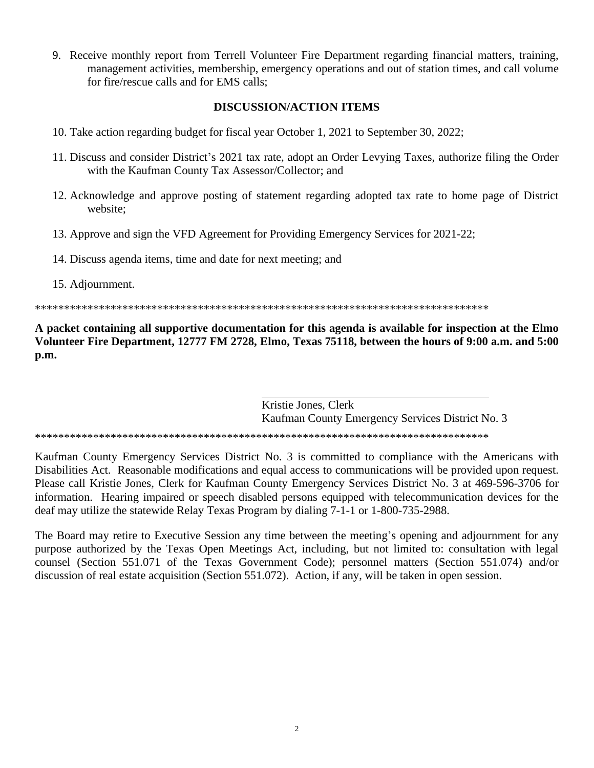9. Receive monthly report from Terrell Volunteer Fire Department regarding financial matters, training, management activities, membership, emergency operations and out of station times, and call volume for fire/rescue calls and for EMS calls;

## DISCUSSION/ACTION ITEMS

10. Take action regarding budget for fiscal year October 1, 2021 to September 30, 2022;

11. Discuss and consider District's 2021 tax rate, adopt an Order Levying Taxes, authorize filing the Order with the Kaufman County Tax Assessor/Collector; and

12. Acknowledge and approve posting of statement regarding adopted tax rate to home page of District website;

13. Approve and sign the VFD Agreement for Providing Emergency Services for 2021-22;

14. Discuss agenda items, time and date for next meeting; and

15. Adjournment.

********************************************************************************

**A packet containing all supportive documentation for this agenda is available for inspection at the Elmo Volunteer Fire Department, 12777 FM 2728, Elmo, Texas 75118, between the hours of 9:00 a.m. and 5:00 p.m.**

Kristie Jones, Clerk
Kaufman County Emergency Services District No. 3

********************************************************************************

Kaufman County Emergency Services District No. 3 is committed to compliance with the Americans with Disabilities Act. Reasonable modifications and equal access to communications will be provided upon request. Please call Kristie Jones, Clerk for Kaufman County Emergency Services District No. 3 at 469-596-3706 for information. Hearing impaired or speech disabled persons equipped with telecommunication devices for the deaf may utilize the statewide Relay Texas Program by dialing 7-1-1 or 1-800-735-2988.

The Board may retire to Executive Session any time between the meeting's opening and adjournment for any purpose authorized by the Texas Open Meetings Act, including, but not limited to: consultation with legal counsel (Section 551.071 of the Texas Government Code); personnel matters (Section 551.074) and/or discussion of real estate acquisition (Section 551.072). Action, if any, will be taken in open session.